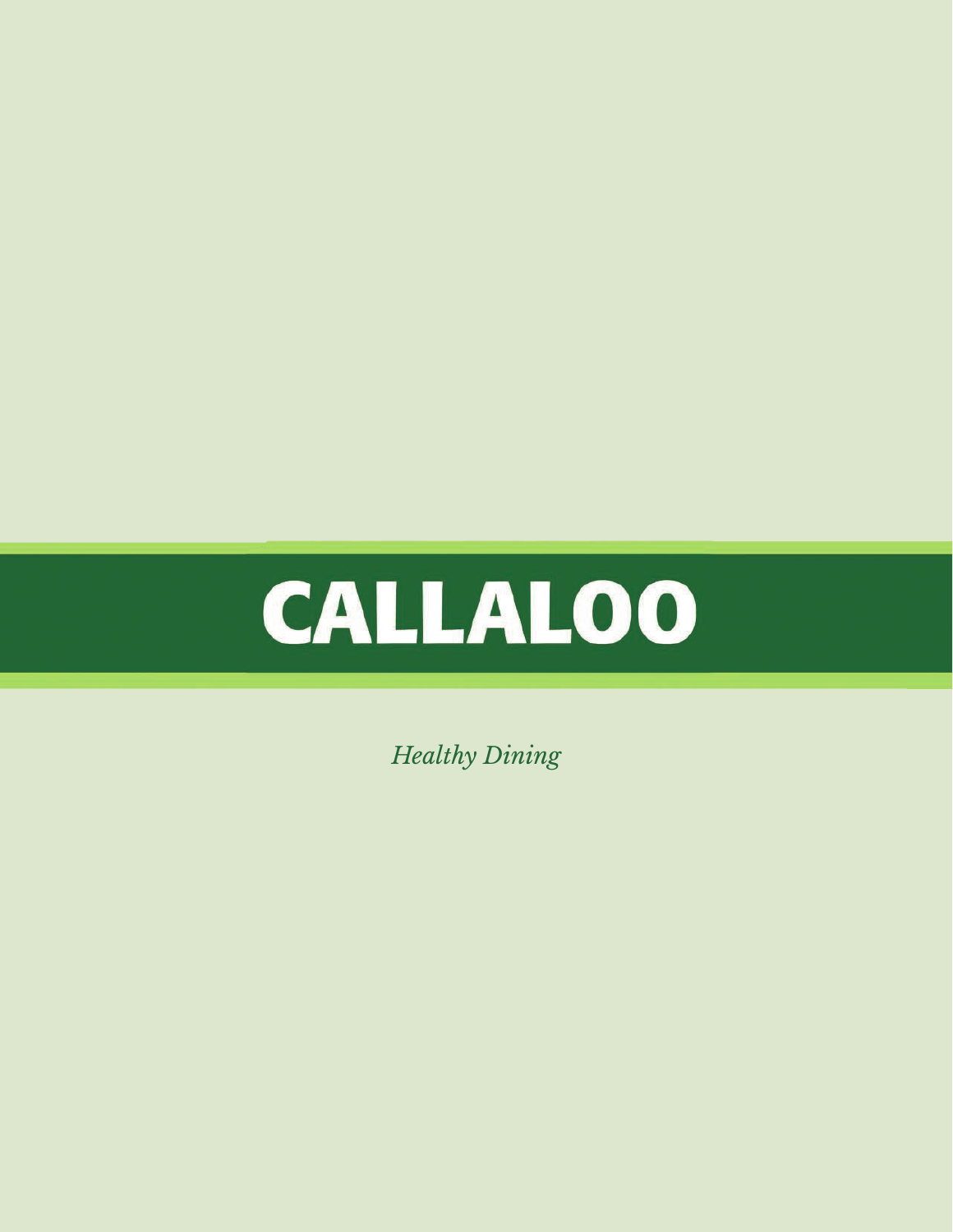# CALLALOO

*Healthy Dining*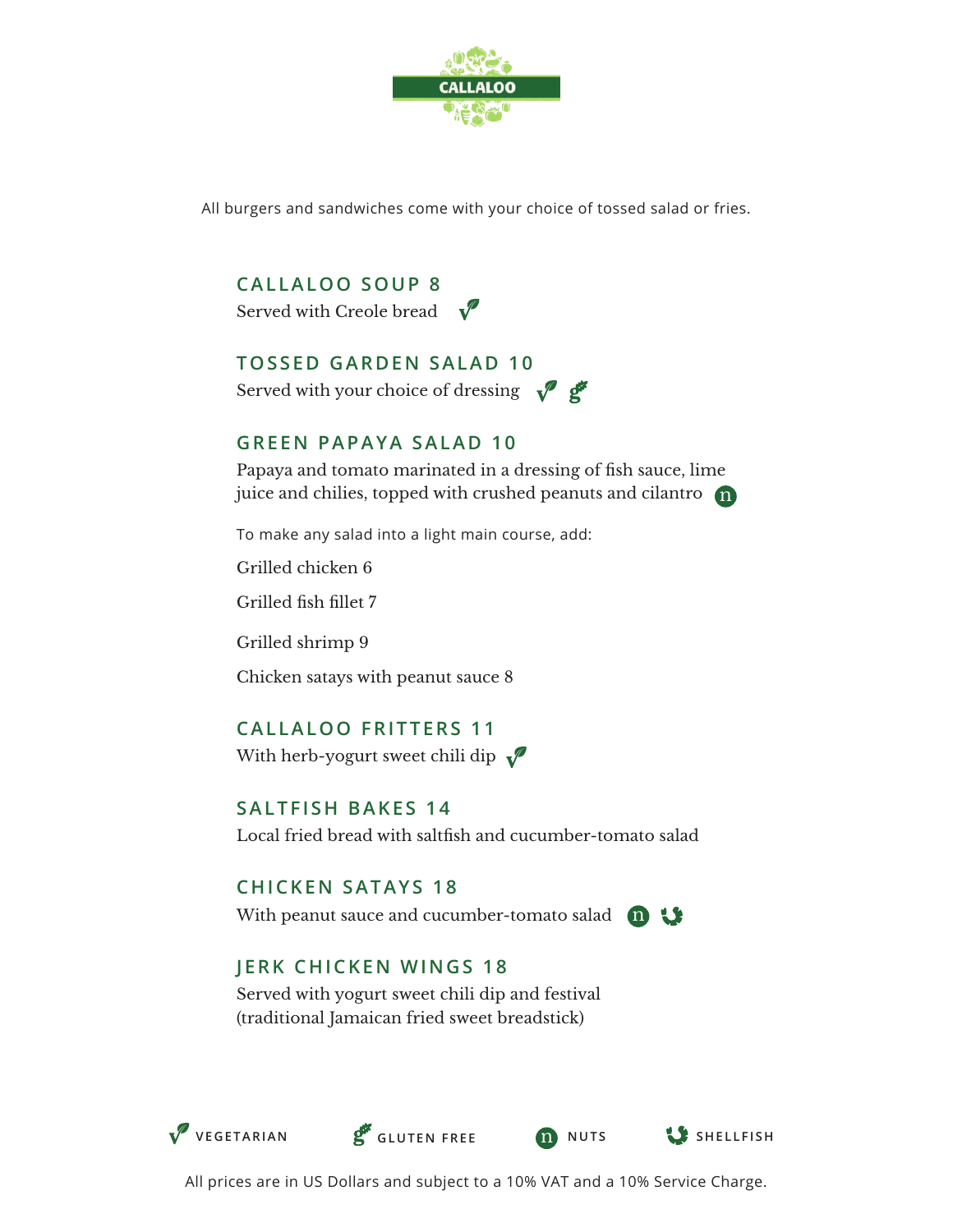CALLALOO

All burgers and sandwiches come with your choice of tossed salad or fries.

### CALLALOO SOUP 8
Served with Creole bread (Vegetarian)

### TOSSED GARDEN SALAD 10
Served with your choice of dressing (Vegetarian) (Gluten Free)

### GREEN PAPAYA SALAD 10
Papaya and tomato marinated in a dressing of fish sauce, lime juice and chilies, topped with crushed peanuts and cilantro (Nuts)

To make any salad into a light main course, add:

Grilled chicken 6

Grilled fish fillet 7

Grilled shrimp 9

Chicken satays with peanut sauce 8

### CALLALOO FRITTERS 11
With herb-yogurt sweet chili dip (Vegetarian)

### SALTFISH BAKES 14
Local fried bread with saltfish and cucumber-tomato salad

### CHICKEN SATAYS 18
With peanut sauce and cucumber-tomato salad (Nuts) (Shellfish)

### JERK CHICKEN WINGS 18
Served with yogurt sweet chili dip and festival (traditional Jamaican fried sweet breadstick)

VEGETARIAN | GLUTEN FREE | NUTS | SHELLFISH

All prices are in US Dollars and subject to a 10% VAT and a 10% Service Charge.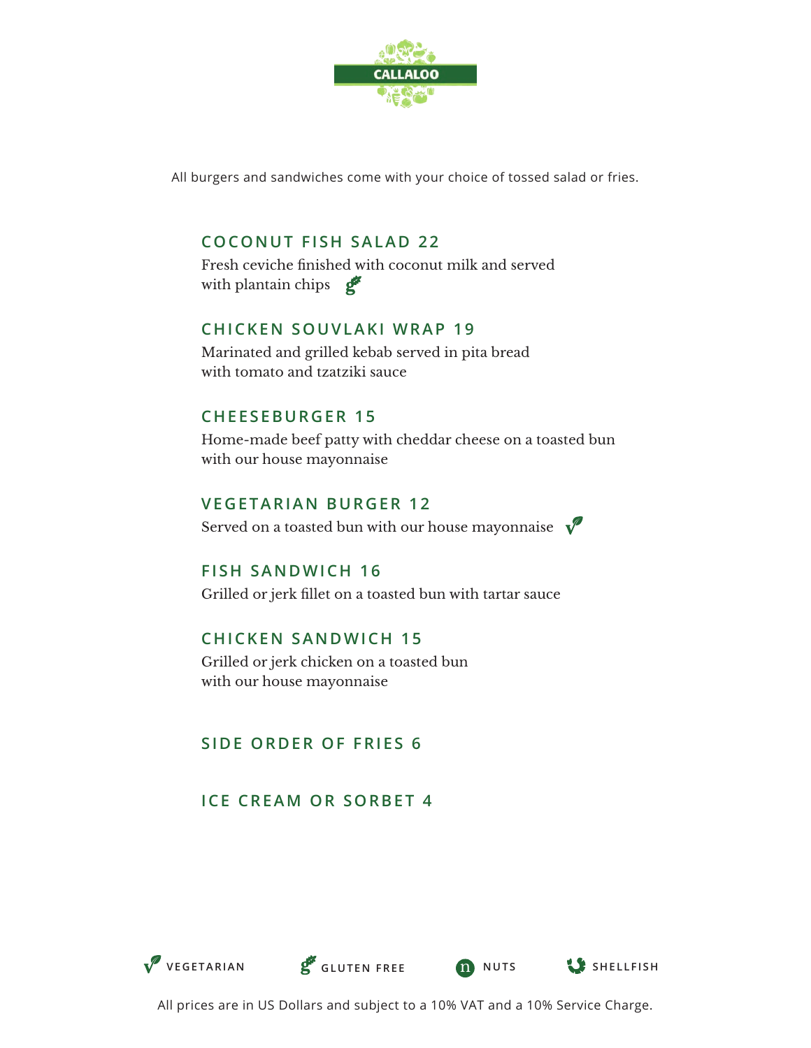# CALLALOO

All burgers and sandwiches come with your choice of tossed salad or fries.

### COCONUT FISH SALAD 22

Fresh ceviche finished with coconut milk and served with plantain chips (Gluten Free)

### CHICKEN SOUVLAKI WRAP 19

Marinated and grilled kebab served in pita bread with tomato and tzatziki sauce

### CHEESEBURGER 15

Home-made beef patty with cheddar cheese on a toasted bun with our house mayonnaise

### VEGETARIAN BURGER 12

Served on a toasted bun with our house mayonnaise (Vegetarian)

### FISH SANDWICH 16

Grilled or jerk fillet on a toasted bun with tartar sauce

### CHICKEN SANDWICH 15

Grilled or jerk chicken on a toasted bun with our house mayonnaise

### SIDE ORDER OF FRIES 6

### ICE CREAM OR SORBET 4

VEGETARIAN GLUTEN FREE NUTS SHELLFISH

All prices are in US Dollars and subject to a 10% VAT and a 10% Service Charge.